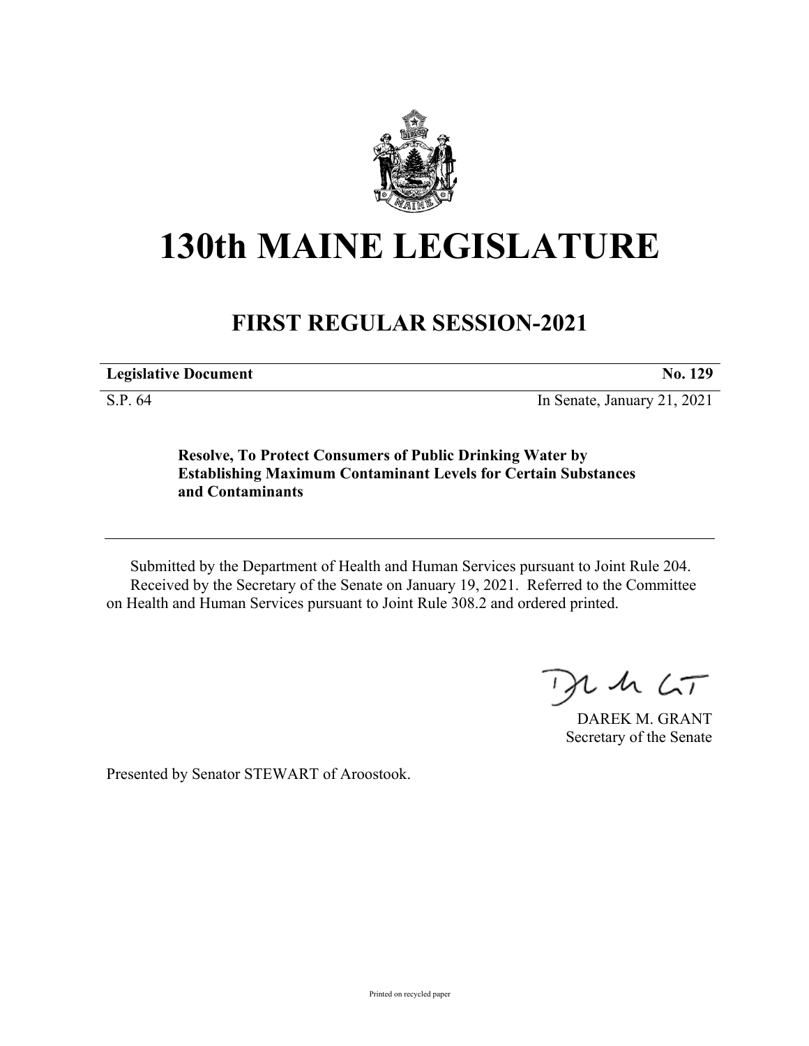# 130th MAINE LEGISLATURE

## FIRST REGULAR SESSION-2021

| **Legislative Document** | **No. 129** |
| --- | --- |
| S.P. 64 | In Senate, January 21, 2021 |

**Resolve, To Protect Consumers of Public Drinking Water by Establishing Maximum Contaminant Levels for Certain Substances and Contaminants**

Submitted by the Department of Health and Human Services pursuant to Joint Rule 204.

Received by the Secretary of the Senate on January 19, 2021. Referred to the Committee on Health and Human Services pursuant to Joint Rule 308.2 and ordered printed.

DAREK M. GRANT
Secretary of the Senate

Presented by Senator STEWART of Aroostook.

Printed on recycled paper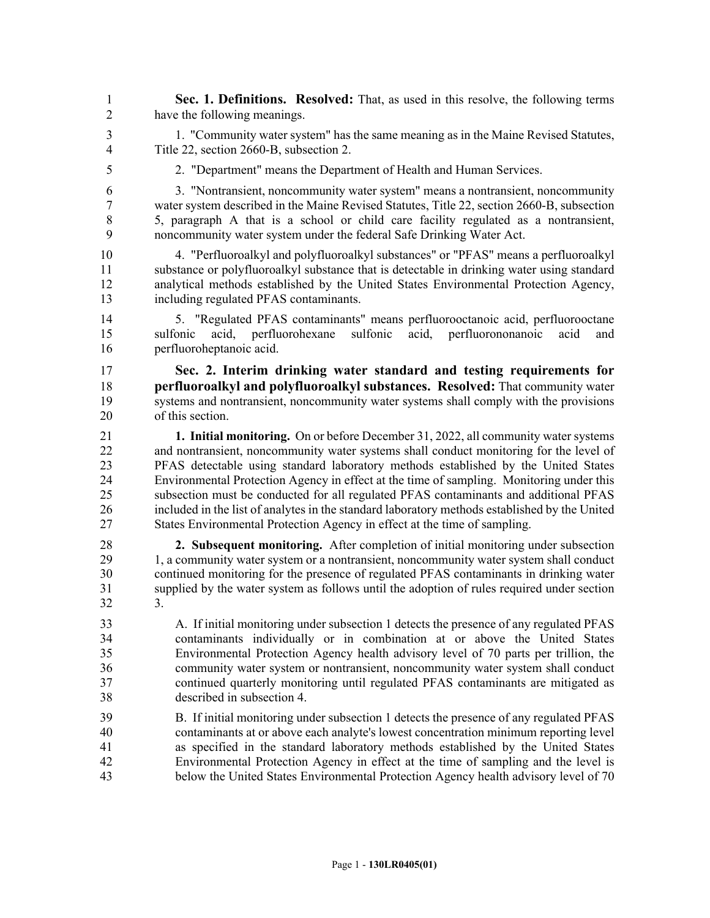**Sec. 1. Definitions. Resolved:** That, as used in this resolve, the following terms have the following meanings.

1. "Community water system" has the same meaning as in the Maine Revised Statutes, Title 22, section 2660-B, subsection 2.

2. "Department" means the Department of Health and Human Services.

3. "Nontransient, noncommunity water system" means a nontransient, noncommunity water system described in the Maine Revised Statutes, Title 22, section 2660-B, subsection 5, paragraph A that is a school or child care facility regulated as a nontransient, noncommunity water system under the federal Safe Drinking Water Act.

4. "Perfluoroalkyl and polyfluoroalkyl substances" or "PFAS" means a perfluoroalkyl substance or polyfluoroalkyl substance that is detectable in drinking water using standard analytical methods established by the United States Environmental Protection Agency, including regulated PFAS contaminants.

5. "Regulated PFAS contaminants" means perfluorooctanoic acid, perfluorooctane sulfonic acid, perfluorohexane sulfonic acid, perfluorononanoic acid and perfluoroheptanoic acid.

**Sec. 2. Interim drinking water standard and testing requirements for perfluoroalkyl and polyfluoroalkyl substances. Resolved:** That community water systems and nontransient, noncommunity water systems shall comply with the provisions of this section.

**1. Initial monitoring.** On or before December 31, 2022, all community water systems and nontransient, noncommunity water systems shall conduct monitoring for the level of PFAS detectable using standard laboratory methods established by the United States Environmental Protection Agency in effect at the time of sampling. Monitoring under this subsection must be conducted for all regulated PFAS contaminants and additional PFAS included in the list of analytes in the standard laboratory methods established by the United States Environmental Protection Agency in effect at the time of sampling.

**2. Subsequent monitoring.** After completion of initial monitoring under subsection 1, a community water system or a nontransient, noncommunity water system shall conduct continued monitoring for the presence of regulated PFAS contaminants in drinking water supplied by the water system as follows until the adoption of rules required under section 3.

A. If initial monitoring under subsection 1 detects the presence of any regulated PFAS contaminants individually or in combination at or above the United States Environmental Protection Agency health advisory level of 70 parts per trillion, the community water system or nontransient, noncommunity water system shall conduct continued quarterly monitoring until regulated PFAS contaminants are mitigated as described in subsection 4.

B. If initial monitoring under subsection 1 detects the presence of any regulated PFAS contaminants at or above each analyte's lowest concentration minimum reporting level as specified in the standard laboratory methods established by the United States Environmental Protection Agency in effect at the time of sampling and the level is below the United States Environmental Protection Agency health advisory level of 70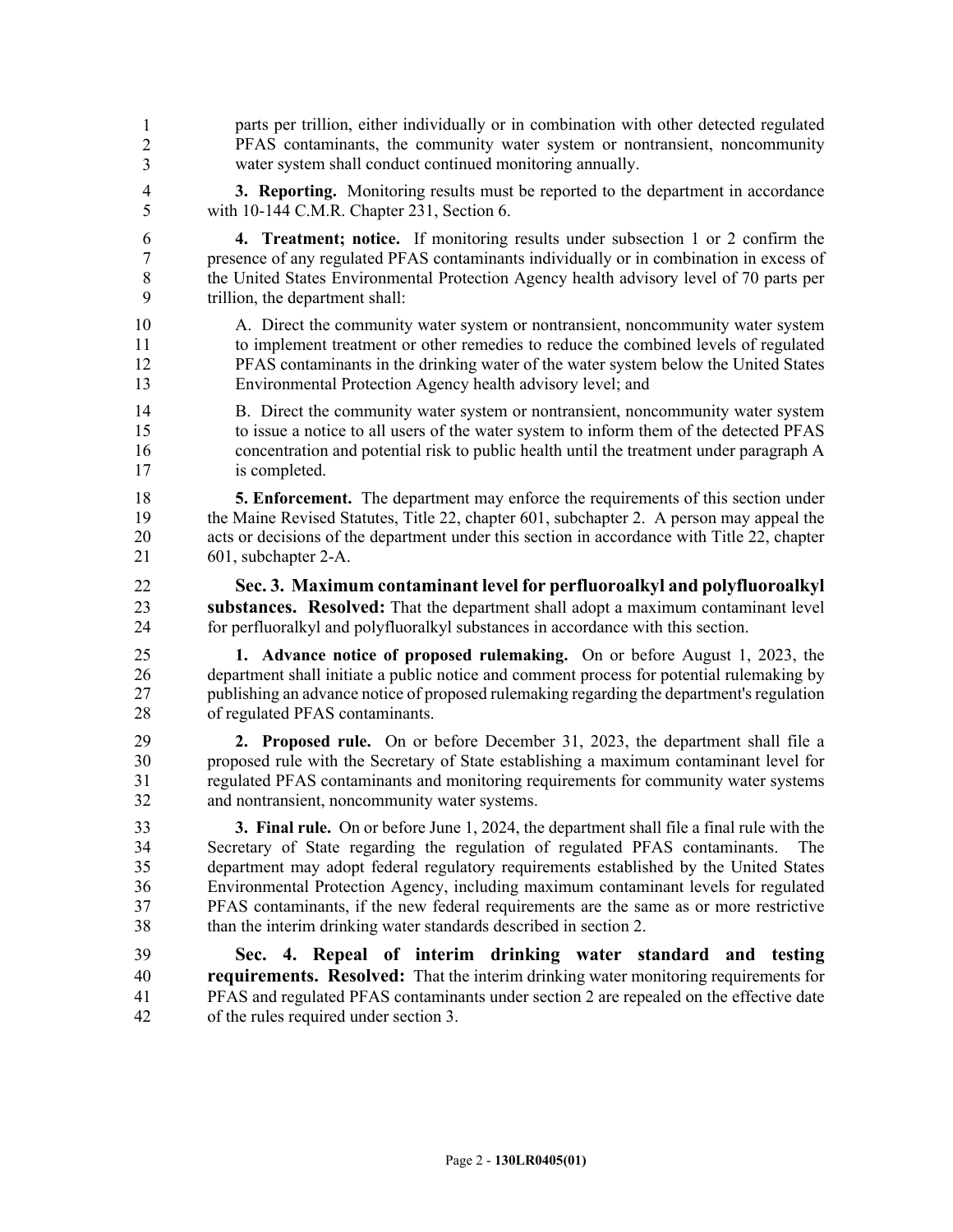parts per trillion, either individually or in combination with other detected regulated PFAS contaminants, the community water system or nontransient, noncommunity water system shall conduct continued monitoring annually.

**3. Reporting.** Monitoring results must be reported to the department in accordance with 10-144 C.M.R. Chapter 231, Section 6.

**4. Treatment; notice.** If monitoring results under subsection 1 or 2 confirm the presence of any regulated PFAS contaminants individually or in combination in excess of the United States Environmental Protection Agency health advisory level of 70 parts per trillion, the department shall:

A. Direct the community water system or nontransient, noncommunity water system to implement treatment or other remedies to reduce the combined levels of regulated PFAS contaminants in the drinking water of the water system below the United States Environmental Protection Agency health advisory level; and

B. Direct the community water system or nontransient, noncommunity water system to issue a notice to all users of the water system to inform them of the detected PFAS concentration and potential risk to public health until the treatment under paragraph A is completed.

**5. Enforcement.** The department may enforce the requirements of this section under the Maine Revised Statutes, Title 22, chapter 601, subchapter 2. A person may appeal the acts or decisions of the department under this section in accordance with Title 22, chapter 601, subchapter 2-A.

**Sec. 3. Maximum contaminant level for perfluoroalkyl and polyfluoroalkyl substances. Resolved:** That the department shall adopt a maximum contaminant level for perfluoralkyl and polyfluoralkyl substances in accordance with this section.

**1. Advance notice of proposed rulemaking.** On or before August 1, 2023, the department shall initiate a public notice and comment process for potential rulemaking by publishing an advance notice of proposed rulemaking regarding the department's regulation of regulated PFAS contaminants.

**2. Proposed rule.** On or before December 31, 2023, the department shall file a proposed rule with the Secretary of State establishing a maximum contaminant level for regulated PFAS contaminants and monitoring requirements for community water systems and nontransient, noncommunity water systems.

**3. Final rule.** On or before June 1, 2024, the department shall file a final rule with the Secretary of State regarding the regulation of regulated PFAS contaminants. The department may adopt federal regulatory requirements established by the United States Environmental Protection Agency, including maximum contaminant levels for regulated PFAS contaminants, if the new federal requirements are the same as or more restrictive than the interim drinking water standards described in section 2.

**Sec. 4. Repeal of interim drinking water standard and testing requirements. Resolved:** That the interim drinking water monitoring requirements for PFAS and regulated PFAS contaminants under section 2 are repealed on the effective date of the rules required under section 3.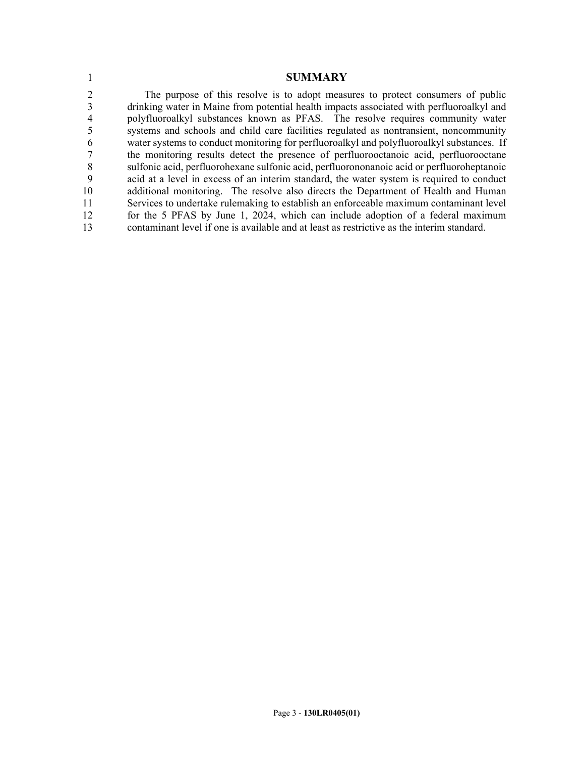# SUMMARY

The purpose of this resolve is to adopt measures to protect consumers of public drinking water in Maine from potential health impacts associated with perfluoroalkyl and polyfluoroalkyl substances known as PFAS. The resolve requires community water systems and schools and child care facilities regulated as nontransient, noncommunity water systems to conduct monitoring for perfluoroalkyl and polyfluoroalkyl substances. If the monitoring results detect the presence of perfluorooctanoic acid, perfluorooctane sulfonic acid, perfluorohexane sulfonic acid, perfluorononanoic acid or perfluoroheptanoic acid at a level in excess of an interim standard, the water system is required to conduct additional monitoring. The resolve also directs the Department of Health and Human Services to undertake rulemaking to establish an enforceable maximum contaminant level for the 5 PFAS by June 1, 2024, which can include adoption of a federal maximum contaminant level if one is available and at least as restrictive as the interim standard.